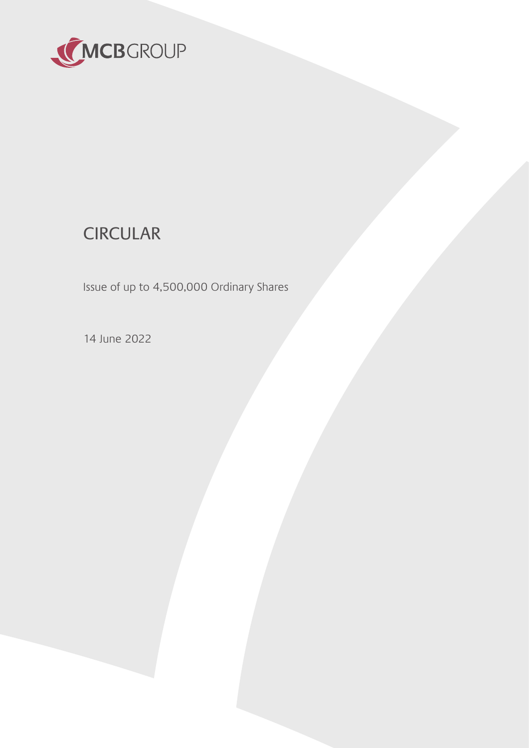MCBGROUP

# CIRCULAR

Issue of up to 4,500,000 Ordinary Shares

14 June 2022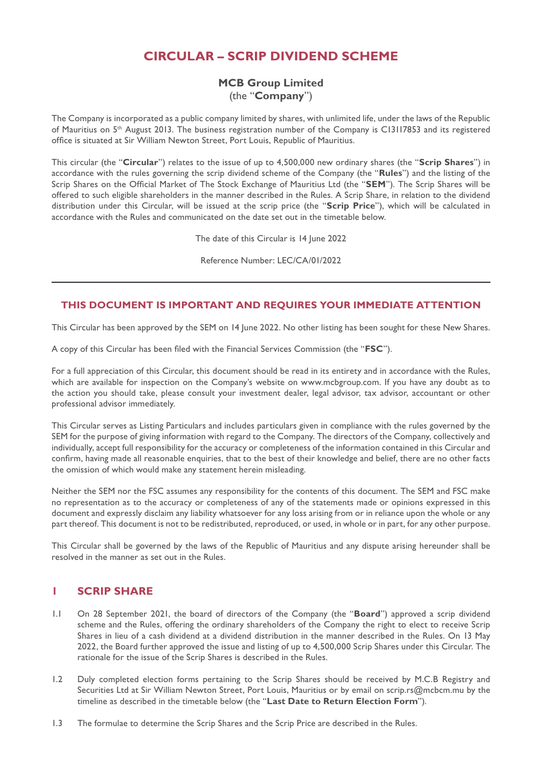# CIRCULAR – SCRIP DIVIDEND SCHEME

## MCB Group Limited

(the "**Company**")

The Company is incorporated as a public company limited by shares, with unlimited life, under the laws of the Republic of Mauritius on 5th August 2013. The business registration number of the Company is C13117853 and its registered office is situated at Sir William Newton Street, Port Louis, Republic of Mauritius.

This circular (the "**Circular**") relates to the issue of up to 4,500,000 new ordinary shares (the "**Scrip Shares**") in accordance with the rules governing the scrip dividend scheme of the Company (the "**Rules**") and the listing of the Scrip Shares on the Official Market of The Stock Exchange of Mauritius Ltd (the "**SEM**"). The Scrip Shares will be offered to such eligible shareholders in the manner described in the Rules. A Scrip Share, in relation to the dividend distribution under this Circular, will be issued at the scrip price (the "**Scrip Price**"), which will be calculated in accordance with the Rules and communicated on the date set out in the timetable below.

The date of this Circular is 14 June 2022

Reference Number: LEC/CA/01/2022

---

## THIS DOCUMENT IS IMPORTANT AND REQUIRES YOUR IMMEDIATE ATTENTION

This Circular has been approved by the SEM on 14 June 2022. No other listing has been sought for these New Shares.

A copy of this Circular has been filed with the Financial Services Commission (the "**FSC**").

For a full appreciation of this Circular, this document should be read in its entirety and in accordance with the Rules, which are available for inspection on the Company's website on www.mcbgroup.com. If you have any doubt as to the action you should take, please consult your investment dealer, legal advisor, tax advisor, accountant or other professional advisor immediately.

This Circular serves as Listing Particulars and includes particulars given in compliance with the rules governed by the SEM for the purpose of giving information with regard to the Company. The directors of the Company, collectively and individually, accept full responsibility for the accuracy or completeness of the information contained in this Circular and confirm, having made all reasonable enquiries, that to the best of their knowledge and belief, there are no other facts the omission of which would make any statement herein misleading.

Neither the SEM nor the FSC assumes any responsibility for the contents of this document. The SEM and FSC make no representation as to the accuracy or completeness of any of the statements made or opinions expressed in this document and expressly disclaim any liability whatsoever for any loss arising from or in reliance upon the whole or any part thereof. This document is not to be redistributed, reproduced, or used, in whole or in part, for any other purpose.

This Circular shall be governed by the laws of the Republic of Mauritius and any dispute arising hereunder shall be resolved in the manner as set out in the Rules.

## 1 SCRIP SHARE

1.1 On 28 September 2021, the board of directors of the Company (the "**Board**") approved a scrip dividend scheme and the Rules, offering the ordinary shareholders of the Company the right to elect to receive Scrip Shares in lieu of a cash dividend at a dividend distribution in the manner described in the Rules. On 13 May 2022, the Board further approved the issue and listing of up to 4,500,000 Scrip Shares under this Circular. The rationale for the issue of the Scrip Shares is described in the Rules.

1.2 Duly completed election forms pertaining to the Scrip Shares should be received by M.C.B Registry and Securities Ltd at Sir William Newton Street, Port Louis, Mauritius or by email on scrip.rs@mcbcm.mu by the timeline as described in the timetable below (the "**Last Date to Return Election Form**").

1.3 The formulae to determine the Scrip Shares and the Scrip Price are described in the Rules.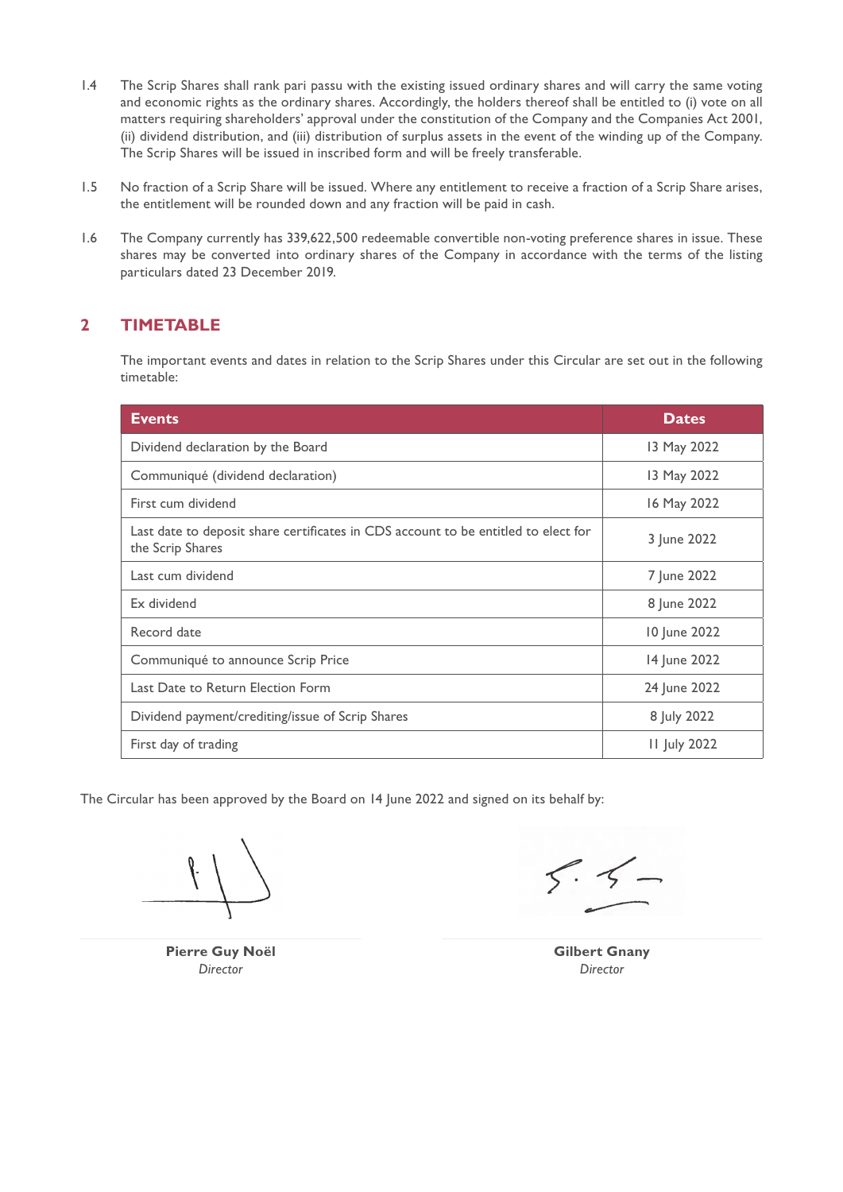1.4 The Scrip Shares shall rank pari passu with the existing issued ordinary shares and will carry the same voting and economic rights as the ordinary shares. Accordingly, the holders thereof shall be entitled to (i) vote on all matters requiring shareholders' approval under the constitution of the Company and the Companies Act 2001, (ii) dividend distribution, and (iii) distribution of surplus assets in the event of the winding up of the Company. The Scrip Shares will be issued in inscribed form and will be freely transferable.

1.5 No fraction of a Scrip Share will be issued. Where any entitlement to receive a fraction of a Scrip Share arises, the entitlement will be rounded down and any fraction will be paid in cash.

1.6 The Company currently has 339,622,500 redeemable convertible non-voting preference shares in issue. These shares may be converted into ordinary shares of the Company in accordance with the terms of the listing particulars dated 23 December 2019.

## 2 TIMETABLE

The important events and dates in relation to the Scrip Shares under this Circular are set out in the following timetable:

| Events | Dates |
|---|---|
| Dividend declaration by the Board | 13 May 2022 |
| Communiqué (dividend declaration) | 13 May 2022 |
| First cum dividend | 16 May 2022 |
| Last date to deposit share certificates in CDS account to be entitled to elect for the Scrip Shares | 3 June 2022 |
| Last cum dividend | 7 June 2022 |
| Ex dividend | 8 June 2022 |
| Record date | 10 June 2022 |
| Communiqué to announce Scrip Price | 14 June 2022 |
| Last Date to Return Election Form | 24 June 2022 |
| Dividend payment/crediting/issue of Scrip Shares | 8 July 2022 |
| First day of trading | 11 July 2022 |

The Circular has been approved by the Board on 14 June 2022 and signed on its behalf by:

**Pierre Guy Noël**
*Director*

**Gilbert Gnany**
*Director*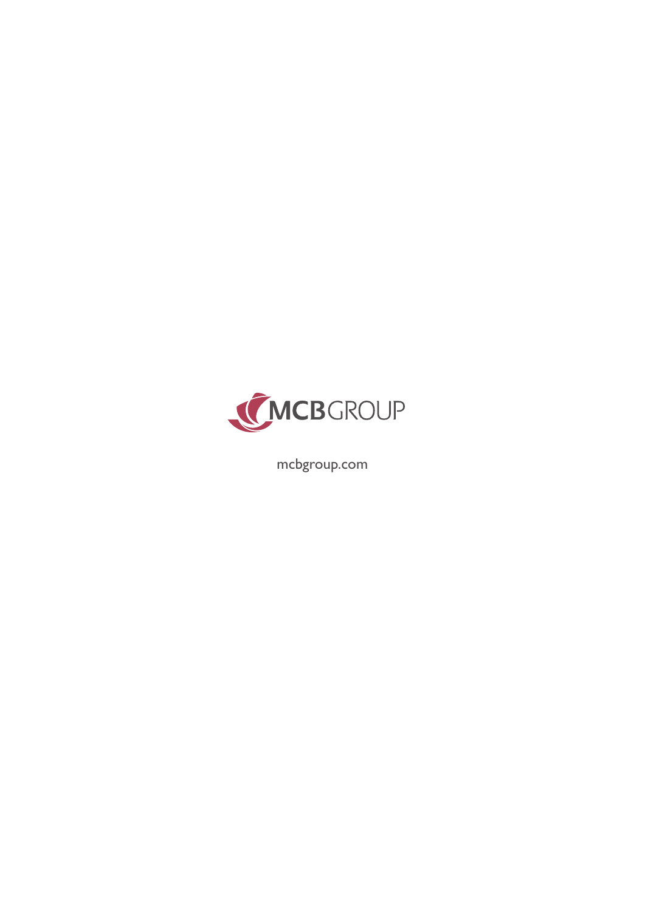MCB GROUP

mcbgroup.com